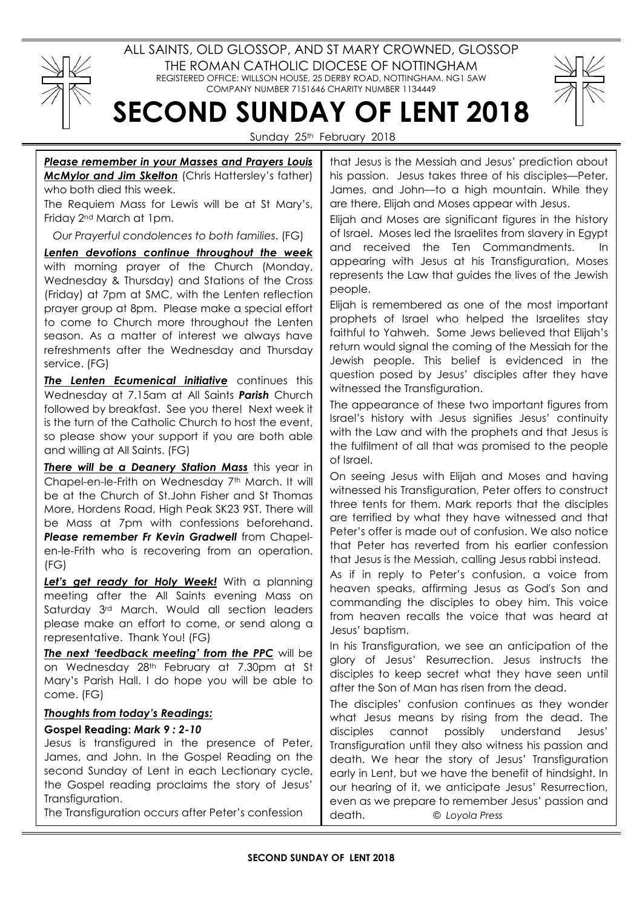ALL SAINTS, OLD GLOSSOP, AND ST MARY CROWNED, GLOSSOP

THE ROMAN CATHOLIC DIOCESE OF NOTTINGHAM

REGISTERED OFFICE: WILLSON HOUSE, 25 DERBY ROAD, NOTTINGHAM. NG1 5AW

COMPANY NUMBER 7151646 CHARITY NUMBER 1134449

# SECOND SUNDAY OF LENT 2018

Sunday 25th February 2018

***Please remember in your Masses and Prayers Louis McMylor and Jim Skelton*** (Chris Hattersley's father) who both died this week.

The Requiem Mass for Lewis will be at St Mary's, Friday 2nd March at 1pm.

*Our Prayerful condolences to both families*. (FG)

***Lenten devotions continue throughout the week*** with morning prayer of the Church (Monday, Wednesday & Thursday) and Stations of the Cross (Friday) at 7pm at SMC, with the Lenten reflection prayer group at 8pm. Please make a special effort to come to Church more throughout the Lenten season. As a matter of interest we always have refreshments after the Wednesday and Thursday service. (FG)

***The Lenten Ecumenical initiative*** continues this Wednesday at 7.15am at All Saints ***Parish*** Church followed by breakfast. See you there! Next week it is the turn of the Catholic Church to host the event, so please show your support if you are both able and willing at All Saints. (FG)

***There will be a Deanery Station Mass*** this year in Chapel-en-le-Frith on Wednesday 7th March. It will be at the Church of St.John Fisher and St Thomas More, Hordens Road, High Peak SK23 9ST. There will be Mass at 7pm with confessions beforehand. ***Please remember Fr Kevin Gradwell*** from Chapel-en-le-Frith who is recovering from an operation. (FG)

***Let's get ready for Holy Week!*** With a planning meeting after the All Saints evening Mass on Saturday 3rd March. Would all section leaders please make an effort to come, or send along a representative. Thank You! (FG)

***The next 'feedback meeting' from the PPC*** will be on Wednesday 28th February at 7.30pm at St Mary's Parish Hall. I do hope you will be able to come. (FG)

***Thoughts from today's Readings:***

**Gospel Reading: *Mark 9 : 2-10***

Jesus is transfigured in the presence of Peter, James, and John. In the Gospel Reading on the second Sunday of Lent in each Lectionary cycle, the Gospel reading proclaims the story of Jesus' Transfiguration.

The Transfiguration occurs after Peter's confession that Jesus is the Messiah and Jesus' prediction about his passion. Jesus takes three of his disciples—Peter, James, and John—to a high mountain. While they are there, Elijah and Moses appear with Jesus.

Elijah and Moses are significant figures in the history of Israel. Moses led the Israelites from slavery in Egypt and received the Ten Commandments. In appearing with Jesus at his Transfiguration, Moses represents the Law that guides the lives of the Jewish people.

Elijah is remembered as one of the most important prophets of Israel who helped the Israelites stay faithful to Yahweh. Some Jews believed that Elijah's return would signal the coming of the Messiah for the Jewish people. This belief is evidenced in the question posed by Jesus' disciples after they have witnessed the Transfiguration.

The appearance of these two important figures from Israel's history with Jesus signifies Jesus' continuity with the Law and with the prophets and that Jesus is the fulfilment of all that was promised to the people of Israel.

On seeing Jesus with Elijah and Moses and having witnessed his Transfiguration, Peter offers to construct three tents for them. Mark reports that the disciples are terrified by what they have witnessed and that Peter's offer is made out of confusion. We also notice that Peter has reverted from his earlier confession that Jesus is the Messiah, calling Jesus rabbi instead.

As if in reply to Peter's confusion, a voice from heaven speaks, affirming Jesus as God's Son and commanding the disciples to obey him. This voice from heaven recalls the voice that was heard at Jesus' baptism.

In his Transfiguration, we see an anticipation of the glory of Jesus' Resurrection. Jesus instructs the disciples to keep secret what they have seen until after the Son of Man has risen from the dead.

The disciples' confusion continues as they wonder what Jesus means by rising from the dead. The disciples cannot possibly understand Jesus' Transfiguration until they also witness his passion and death. We hear the story of Jesus' Transfiguration early in Lent, but we have the benefit of hindsight. In our hearing of it, we anticipate Jesus' Resurrection, even as we prepare to remember Jesus' passion and death. *© Loyola Press*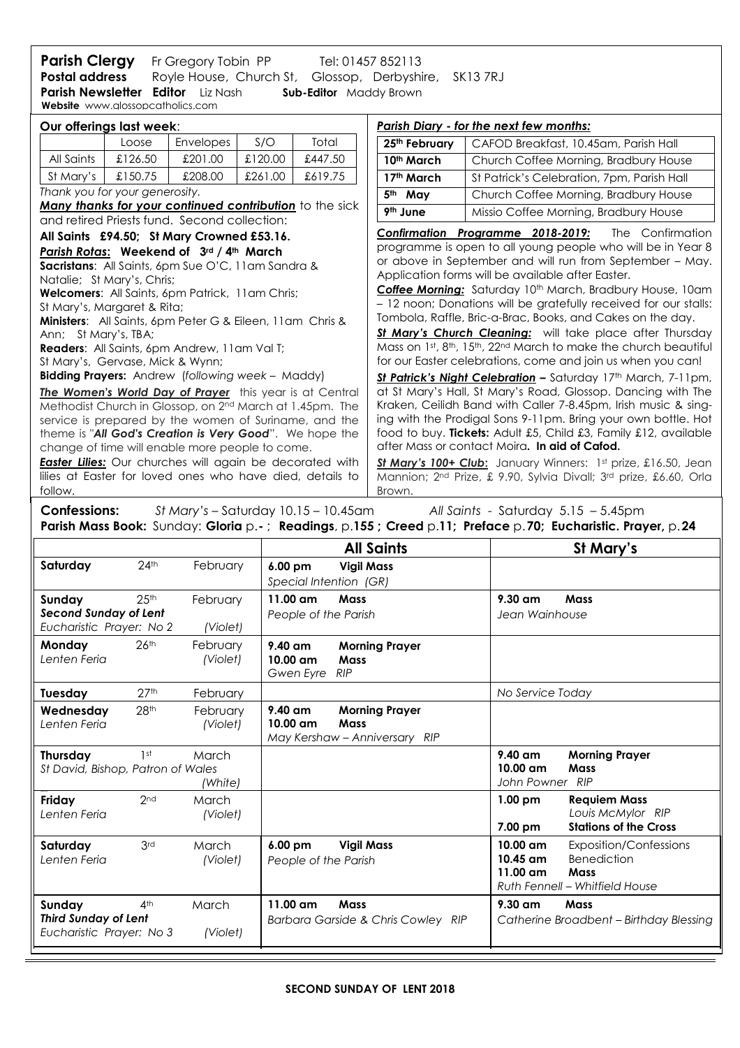**Parish Clergy** Fr Gregory Tobin PP Tel: 01457 852113
**Postal address** Royle House, Church St, Glossop, Derbyshire, SK13 7RJ
**Parish Newsletter Editor** Liz Nash **Sub-Editor** Maddy Brown
**Website** www.glossopcatholics.com

**Our offerings last week**:

| | Loose | Envelopes | S/O | Total |
|---|---|---|---|---|
| All Saints | £126.50 | £201.00 | £120.00 | £447.50 |
| St Mary's | £150.75 | £208.00 | £261.00 | £619.75 |

*Thank you for your generosity.*

***Many thanks for your continued contribution*** to the sick and retired Priests fund. Second collection:
**All Saints £94.50; St Mary Crowned £53.16.**

***Parish Rotas*: Weekend of 3rd / 4th March**
**Sacristans**: All Saints, 6pm Sue O'C, 11am Sandra & Natalie; St Mary's, Chris;
**Welcomers**: All Saints, 6pm Patrick, 11am Chris; St Mary's, Margaret & Rita;
**Ministers**: All Saints, 6pm Peter G & Eileen, 11am Chris & Ann; St Mary's, TBA;
**Readers**: All Saints, 6pm Andrew, 11am Val T; St Mary's, Gervase, Mick & Wynn;
**Bidding Prayers:** Andrew (*following week* – Maddy)

***The Women's World Day of Prayer*** this year is at Central Methodist Church in Glossop, on 2nd March at 1.45pm. The service is prepared by the women of Suriname, and the theme is "***All God's Creation is Very Good***". We hope the change of time will enable more people to come.

***Easter Lilies:*** Our churches will again be decorated with lilies at Easter for loved ones who have died, details to follow.

***Parish Diary - for the next few months:***

| | |
|---|---|
| **25th February** | CAFOD Breakfast, 10.45am, Parish Hall |
| **10th March** | Church Coffee Morning, Bradbury House |
| **17th March** | St Patrick's Celebration, 7pm, Parish Hall |
| **5th May** | Church Coffee Morning, Bradbury House |
| **9th June** | Missio Coffee Morning, Bradbury House |

***Confirmation Programme 2018-2019:*** The Confirmation programme is open to all young people who will be in Year 8 or above in September and will run from September – May. Application forms will be available after Easter.

***Coffee Morning:*** Saturday 10th March, Bradbury House, 10am – 12 noon; Donations will be gratefully received for our stalls: Tombola, Raffle, Bric-a-Brac, Books, and Cakes on the day.

***St Mary's Church Cleaning:*** will take place after Thursday Mass on 1st, 8th, 15th, 22nd March to make the church beautiful for our Easter celebrations, come and join us when you can!

***St Patrick's Night Celebration*** **–** Saturday 17th March, 7-11pm, at St Mary's Hall, St Mary's Road, Glossop. Dancing with The Kraken, Ceilidh Band with Caller 7-8.45pm, Irish music & singing with the Prodigal Sons 9-11pm. Bring your own bottle. Hot food to buy. **Tickets:** Adult £5, Child £3, Family £12, available after Mass or contact Moira**. In aid of Cafod.**

***St Mary's 100+ Club*:** January Winners: 1st prize, £16.50, Jean Mannion; 2nd Prize, £ 9.90, Sylvia Divall; 3rd prize, £6.60, Orla Brown.

**Confessions:** *St Mary's* – Saturday 10.15 – 10.45am *All Saints* - Saturday 5.15 – 5.45pm
**Parish Mass Book:** Sunday: **Gloria** p.- ; **Readings**, p.**155 ; Creed** p.**11; Preface** p.**70; Eucharistic. Prayer,** p.**24**

| | **All Saints** | **St Mary's** |
|---|---|---|
| **Saturday** 24th February | **6.00 pm Vigil Mass**<br>*Special Intention (GR)* | |
| **Sunday** 25th February<br>***Second Sunday of Lent***<br>*Eucharistic Prayer: No 2* *(Violet)* | **11.00 am Mass**<br>*People of the Parish* | **9.30 am Mass**<br>*Jean Wainhouse* |
| **Monday** 26th February<br>*Lenten Feria* *(Violet)* | **9.40 am Morning Prayer**<br>**10.00 am Mass**<br>*Gwen Eyre RIP* | |
| **Tuesday** 27th February | | *No Service Today* |
| **Wednesday** 28th February<br>*Lenten Feria* *(Violet)* | **9.40 am Morning Prayer**<br>**10.00 am Mass**<br>*May Kershaw – Anniversary RIP* | |
| **Thursday** 1st March<br>*St David, Bishop, Patron of Wales* *(White)* | | **9.40 am Morning Prayer**<br>**10.00 am Mass**<br>*John Powner RIP* |
| **Friday** 2nd March<br>*Lenten Feria* *(Violet)* | | **1.00 pm Requiem Mass**<br>*Louis McMylor RIP*<br>**7.00 pm Stations of the Cross** |
| **Saturday** 3rd March<br>*Lenten Feria* *(Violet)* | **6.00 pm Vigil Mass**<br>*People of the Parish* | **10.00 am** Exposition/Confessions<br>**10.45 am** Benediction<br>**11.00 am Mass**<br>*Ruth Fennell – Whitfield House* |
| **Sunday** 4th March<br>***Third Sunday of Lent***<br>*Eucharistic Prayer: No 3* *(Violet)* | **11.00 am Mass**<br>*Barbara Garside & Chris Cowley RIP* | **9.30 am Mass**<br>*Catherine Broadbent – Birthday Blessing* |

**SECOND SUNDAY OF LENT 2018**